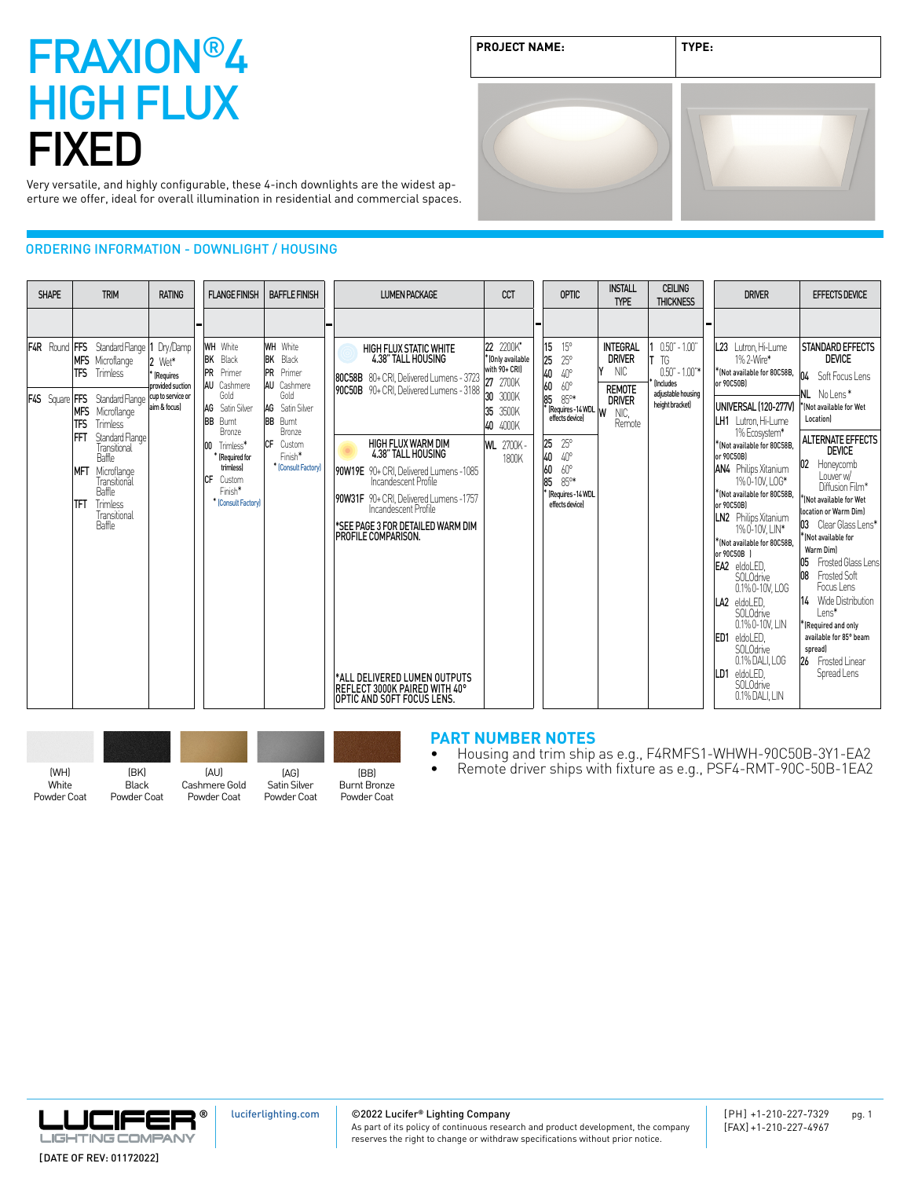# FRAXION®4 HIGH FLUX FIXED

Very versatile, and highly configurable, these 4-inch downlights are the widest aperture we offer, ideal for overall illumination in residential and commercial spaces.

| PROJECT NAME: | TYPE: |
|---|---|
| | |

## ORDERING INFORMATION - DOWNLIGHT / HOUSING

| SHAPE | TRIM | RATING | FLANGE FINISH | BAFFLE FINISH | LUMEN PACKAGE | CCT | OPTIC | INSTALL TYPE | CEILING THICKNESS | DRIVER | EFFECTS DEVICE |
|---|---|---|---|---|---|---|---|---|---|---|---|
| F4R Round | FFS Standard Flange<br>MFS Microflange<br>TFS Trimless | 1 Dry/Damp<br>2 Wet*<br>* (Requires provided suction cup to service or aim & focus) | WH White<br>BK Black<br>PR Primer<br>AU Cashmere Gold<br>AG Satin Silver<br>BB Burnt Bronze<br>00 Trimless*<br>* (Required for trimless)<br>CF Custom Finish*<br>* (Consult Factory) | WH White<br>BK Black<br>PR Primer<br>AU Cashmere Gold<br>AG Satin Silver<br>BB Burnt Bronze<br>CF Custom Finish*<br>* (Consult Factory) | **HIGH FLUX STATIC WHITE 4.38" TALL HOUSING**<br>80C58B 80+ CRI, Delivered Lumens - 3723<br>90C50B 90+ CRI, Delivered Lumens - 3188 | 22 2200K*<br>* (Only available with 90+ CRI)<br>27 2700K<br>30 3000K<br>35 3500K<br>40 4000K | 15 15°<br>25 25°<br>40 40°<br>60 60°<br>85 85°*<br>* (Requires -14 WDL effects device) | **INTEGRAL DRIVER**<br>Y NIC | 1 0.50" - 1.00"<br>T TG 0.50" - 1.00"*<br>* (Includes adjustable housing height bracket) | L23 Lutron, Hi-Lume 1% 2-Wire*<br>* (Not available for 80C58B, or 90C50B) | **STANDARD EFFECTS DEVICE**<br>04 Soft Focus Lens<br>NL No Lens*<br>* (Not available for Wet Location) |
| F4S Square | FFS Standard Flange<br>MFS Microflange<br>TFS Trimless<br>FFT Standard Flange Transitional Baffle<br>MFT Microflange Transitional Baffle<br>TFT Trimless Transitional Baffle | | | | **HIGH FLUX WARM DIM 4.38" TALL HOUSING**<br>90W19E 90+ CRI, Delivered Lumens - 1085 Incandescent Profile<br>90W31F 90+ CRI, Delivered Lumens - 1757 Incandescent Profile<br>*SEE PAGE 3 FOR DETAILED WARM DIM PROFILE COMPARISON.<br>*ALL DELIVERED LUMEN OUTPUTS REFLECT 3000K PAIRED WITH 40° OPTIC AND SOFT FOCUS LENS. | WL 2700K - 1800K | 25 25°<br>40 40°<br>60 60°<br>85 85°*<br>* (Requires -14 WDL effects device) | **REMOTE DRIVER**<br>W NIC, Remote | | **UNIVERSAL (120-277V)**<br>LH1 Lutron, Hi-Lume 1% Ecosystem*<br>* (Not available for 80C58B, or 90C50B)<br>AN4 Philips Xitanium 1% 0-10V, LOG*<br>* (Not available for 80C58B, or 90C50B)<br>LN2 Philips Xitanium 1% 0-10V, LIN*<br>* (Not available for 80C58B, or 90C50B)<br>EA2 eldoLED, SOLOdrive 0.1% 0-10V, LOG<br>LA2 eldoLED, SOLOdrive 0.1% 0-10V, LIN<br>ED1 eldoLED, SOLOdrive 0.1% DALI, LOG<br>LD1 eldoLED, SOLOdrive 0.1% DALI, LIN | **ALTERNATE EFFECTS DEVICE**<br>02 Honeycomb Louver w/ Diffusion Film*<br>* (Not available for Wet location or Warm Dim)<br>03 Clear Glass Lens*<br>* (Not available for Warm Dim)<br>05 Frosted Glass Lens<br>08 Frosted Soft Focus Lens<br>14 Wide Distribution Lens*<br>* (Required and only available for 85° beam spread)<br>26 Frosted Linear Spread Lens |

(WH) White Powder Coat | (BK) Black Powder Coat | (AU) Cashmere Gold Powder Coat | (AG) Satin Silver Powder Coat | (BB) Burnt Bronze Powder Coat

## PART NUMBER NOTES

- Housing and trim ship as e.g., F4RMFS1-WHWH-90C50B-3Y1-EA2
- Remote driver ships with fixture as e.g., PSF4-RMT-90C-50B-1EA2

luciferlighting.com

©2022 Lucifer® Lighting Company
As part of its policy of continuous research and product development, the company reserves the right to change or withdraw specifications without prior notice.

[PH] +1-210-227-7329
[FAX] +1-210-227-4967

[DATE OF REV: 01172022]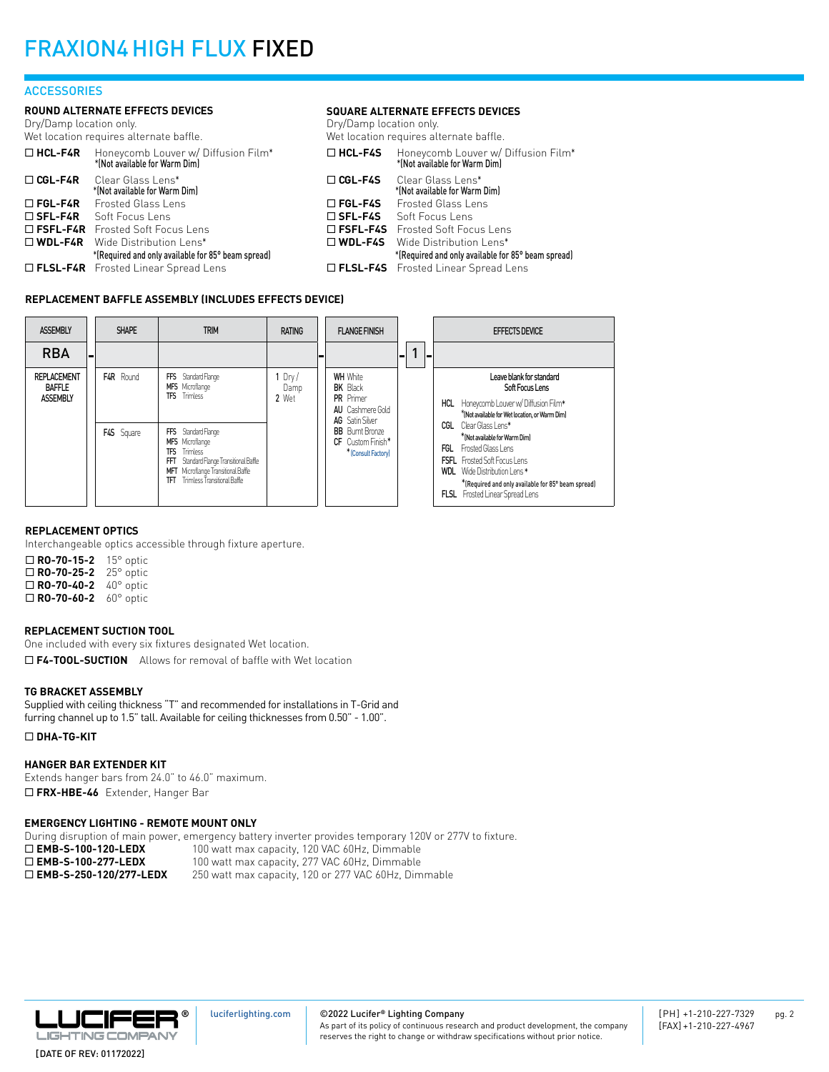# FRAXION4 HIGH FLUX FIXED

## ACCESSORIES

### ROUND ALTERNATE EFFECTS DEVICES

Dry/Damp location only.
Wet location requires alternate baffle.

- ☐ **HCL-F4R** Honeycomb Louver w/ Diffusion Film* *(Not available for Warm Dim)
- ☐ **CGL-F4R** Clear Glass Lens* *(Not available for Warm Dim)
- ☐ **FGL-F4R** Frosted Glass Lens
- ☐ **SFL-F4R** Soft Focus Lens
- ☐ **FSFL-F4R** Frosted Soft Focus Lens
- ☐ **WDL-F4R** Wide Distribution Lens* *(Required and only available for 85° beam spread)
- ☐ **FLSL-F4R** Frosted Linear Spread Lens

### SQUARE ALTERNATE EFFECTS DEVICES

Dry/Damp location only.
Wet location requires alternate baffle.

- ☐ **HCL-F4S** Honeycomb Louver w/ Diffusion Film* *(Not available for Warm Dim)
- ☐ **CGL-F4S** Clear Glass Lens* *(Not available for Warm Dim)
- ☐ **FGL-F4S** Frosted Glass Lens
- ☐ **SFL-F4S** Soft Focus Lens
- ☐ **FSFL-F4S** Frosted Soft Focus Lens
- ☐ **WDL-F4S** Wide Distribution Lens* *(Required and only available for 85° beam spread)
- ☐ **FLSL-F4S** Frosted Linear Spread Lens

### REPLACEMENT BAFFLE ASSEMBLY (INCLUDES EFFECTS DEVICE)

| ASSEMBLY | SHAPE | TRIM | RATING | FLANGE FINISH | | EFFECTS DEVICE |
|---|---|---|---|---|---|---|
| RBA - | | | - | | - 1 - | |
| REPLACEMENT BAFFLE ASSEMBLY | **F4R** Round | **FFS** Standard Flange<br>**MFS** Microflange<br>**TFS** Trimless | **1** Dry / Damp<br>**2** Wet | **WH** White<br>**BK** Black<br>**PR** Primer<br>**AU** Cashmere Gold<br>**AG** Satin Silver<br>**BB** Burnt Bronze<br>**CF** Custom Finish*<br>*(Consult Factory) | | Leave blank for standard Soft Focus Lens<br>**HCL** Honeycomb Louver w/ Diffusion Film* *(Not available for Wet location, or Warm Dim)<br>**CGL** Clear Glass Lens* *(Not available for Warm Dim)<br>**FGL** Frosted Glass Lens<br>**FSFL** Frosted Soft Focus Lens<br>**WDL** Wide Distribution Lens* *(Required and only available for 85° beam spread)<br>**FLSL** Frosted Linear Spread Lens |
| | **F4S** Square | **FFS** Standard Flange<br>**MFS** Microflange<br>**TFS** Trimless<br>**FFT** Standard Flange Transitional Baffle<br>**MFT** Microflange Transitional Baffle<br>**TFT** Trimless Transitional Baffle | | | | |

### REPLACEMENT OPTICS

Interchangeable optics accessible through fixture aperture.

- ☐ **RO-70-15-2** 15° optic
- ☐ **RO-70-25-2** 25° optic
- ☐ **RO-70-40-2** 40° optic
- ☐ **RO-70-60-2** 60° optic

### REPLACEMENT SUCTION TOOL

One included with every six fixtures designated Wet location.

- ☐ **F4-TOOL-SUCTION** Allows for removal of baffle with Wet location

### TG BRACKET ASSEMBLY

Supplied with ceiling thickness "T" and recommended for installations in T-Grid and furring channel up to 1.5" tall. Available for ceiling thicknesses from 0.50" - 1.00".

- ☐ **DHA-TG-KIT**

### HANGER BAR EXTENDER KIT

Extends hanger bars from 24.0" to 46.0" maximum.

- ☐ **FRX-HBE-46** Extender, Hanger Bar

### EMERGENCY LIGHTING - REMOTE MOUNT ONLY

During disruption of main power, emergency battery inverter provides temporary 120V or 277V to fixture.

- ☐ **EMB-S-100-120-LEDX** 100 watt max capacity, 120 VAC 60Hz, Dimmable
- ☐ **EMB-S-100-277-LEDX** 100 watt max capacity, 277 VAC 60Hz, Dimmable
- ☐ **EMB-S-250-120/277-LEDX** 250 watt max capacity, 120 or 277 VAC 60Hz, Dimmable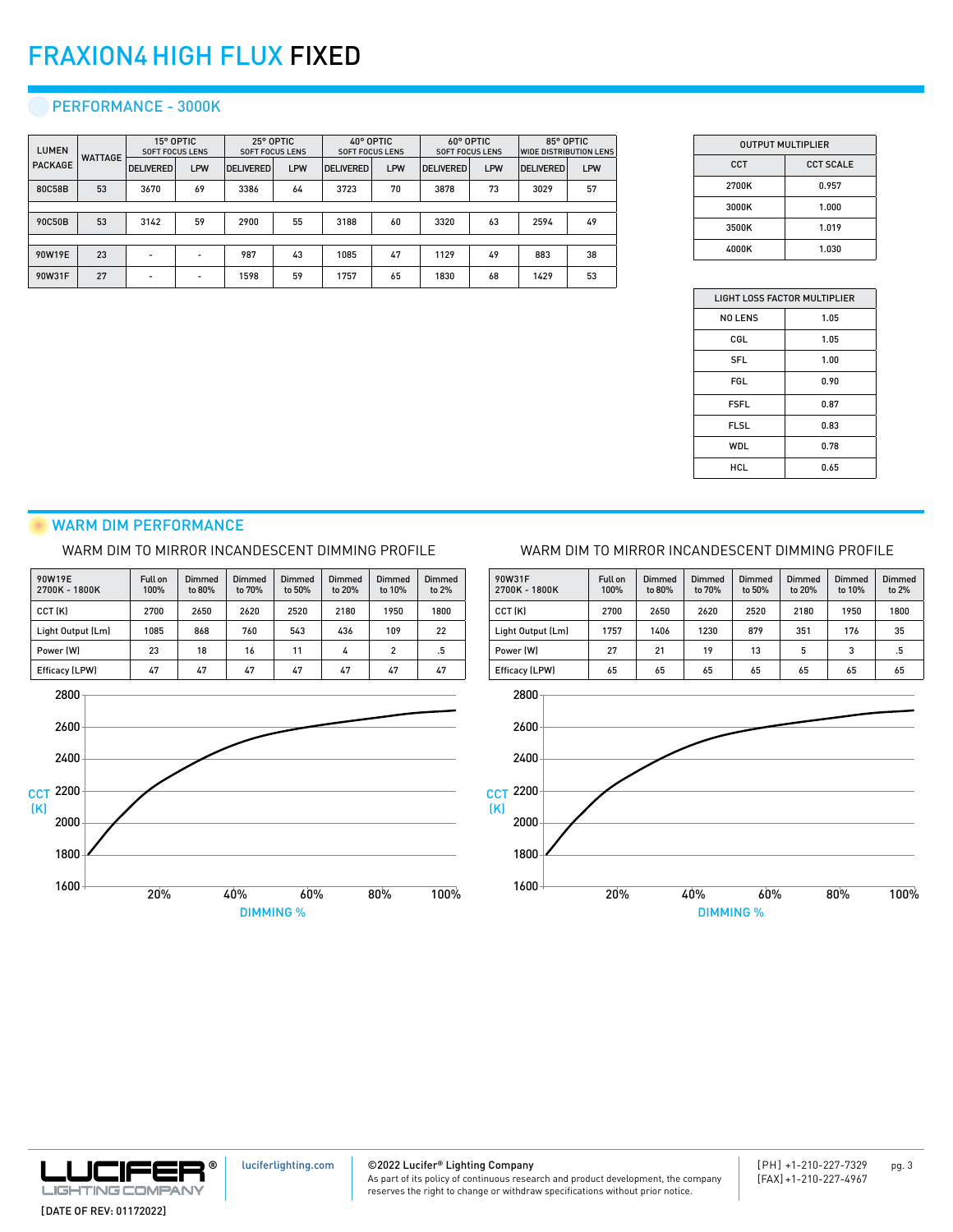# FRAXION4 HIGH FLUX FIXED

## PERFORMANCE - 3000K

| LUMEN PACKAGE | WATTAGE | 15° OPTIC SOFT FOCUS LENS | | 25° OPTIC SOFT FOCUS LENS | | 40° OPTIC SOFT FOCUS LENS | | 60° OPTIC SOFT FOCUS LENS | | 85° OPTIC WIDE DISTRIBUTION LENS | |
|---|---|---|---|---|---|---|---|---|---|---|---|
| | | DELIVERED | LPW | DELIVERED | LPW | DELIVERED | LPW | DELIVERED | LPW | DELIVERED | LPW |
| 80C58B | 53 | 3670 | 69 | 3386 | 64 | 3723 | 70 | 3878 | 73 | 3029 | 57 |
| 90C50B | 53 | 3142 | 59 | 2900 | 55 | 3188 | 60 | 3320 | 63 | 2594 | 49 |
| 90W19E | 23 | - | - | 987 | 43 | 1085 | 47 | 1129 | 49 | 883 | 38 |
| 90W31F | 27 | - | - | 1598 | 59 | 1757 | 65 | 1830 | 68 | 1429 | 53 |

| OUTPUT MULTIPLIER | |
|---|---|
| CCT | CCT SCALE |
| 2700K | 0.957 |
| 3000K | 1.000 |
| 3500K | 1.019 |
| 4000K | 1.030 |

| LIGHT LOSS FACTOR MULTIPLIER | |
|---|---|
| NO LENS | 1.05 |
| CGL | 1.05 |
| SFL | 1.00 |
| FGL | 0.90 |
| FSFL | 0.87 |
| FLSL | 0.83 |
| WDL | 0.78 |
| HCL | 0.65 |

## WARM DIM PERFORMANCE

### WARM DIM TO MIRROR INCANDESCENT DIMMING PROFILE

| 90W19E 2700K - 1800K | Full on 100% | Dimmed to 80% | Dimmed to 70% | Dimmed to 50% | Dimmed to 20% | Dimmed to 10% | Dimmed to 2% |
|---|---|---|---|---|---|---|---|
| CCT (K) | 2700 | 2650 | 2620 | 2520 | 2180 | 1950 | 1800 |
| Light Output (Lm) | 1085 | 868 | 760 | 543 | 436 | 109 | 22 |
| Power (W) | 23 | 18 | 16 | 11 | 4 | 2 | .5 |
| Efficacy (LPW) | 47 | 47 | 47 | 47 | 47 | 47 | 47 |

CCT (K) vs. DIMMING % (CCT axis 1600–2800; dimming 20%–100%)

### WARM DIM TO MIRROR INCANDESCENT DIMMING PROFILE

| 90W31F 2700K - 1800K | Full on 100% | Dimmed to 80% | Dimmed to 70% | Dimmed to 50% | Dimmed to 20% | Dimmed to 10% | Dimmed to 2% |
|---|---|---|---|---|---|---|---|
| CCT (K) | 2700 | 2650 | 2620 | 2520 | 2180 | 1950 | 1800 |
| Light Output (Lm) | 1757 | 1406 | 1230 | 879 | 351 | 176 | 35 |
| Power (W) | 27 | 21 | 19 | 13 | 5 | 3 | .5 |
| Efficacy (LPW) | 65 | 65 | 65 | 65 | 65 | 65 | 65 |

CCT (K) vs. DIMMING % (CCT axis 1600–2800; dimming 20%–100%)

LUCIFER® LIGHTING COMPANY

[DATE OF REV: 01172022]

luciferlighting.com

©2022 Lucifer® Lighting Company
As part of its policy of continuous research and product development, the company reserves the right to change or withdraw specifications without prior notice.

[PH] +1-210-227-7329
[FAX] +1-210-227-4967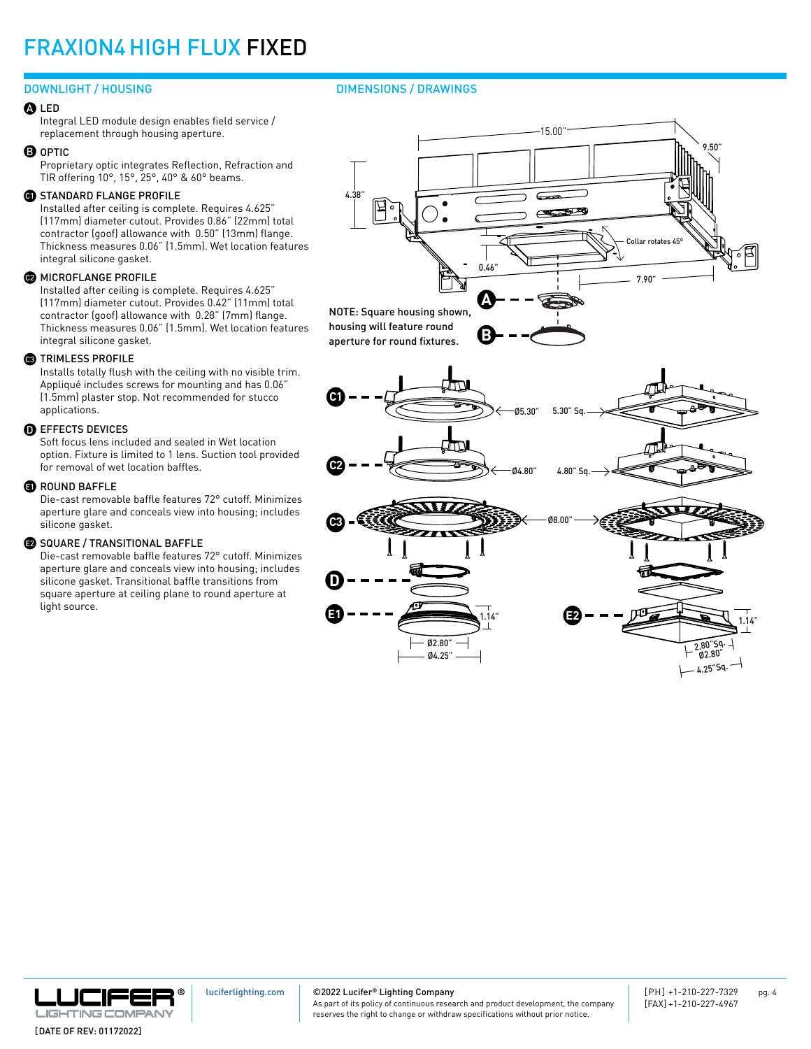# FRAXION4 HIGH FLUX FIXED

## DOWNLIGHT / HOUSING

**A LED**
Integral LED module design enables field service / replacement through housing aperture.

**B OPTIC**
Proprietary optic integrates Reflection, Refraction and TIR offering 10°, 15°, 25°, 40° & 60° beams.

**C1 STANDARD FLANGE PROFILE**
Installed after ceiling is complete. Requires 4.625" (117mm) diameter cutout. Provides 0.86" (22mm) total contractor (goof) allowance with 0.50" (13mm) flange. Thickness measures 0.06" (1.5mm). Wet location features integral silicone gasket.

**C2 MICROFLANGE PROFILE**
Installed after ceiling is complete. Requires 4.625" (117mm) diameter cutout. Provides 0.42" (11mm) total contractor (goof) allowance with 0.28" (7mm) flange. Thickness measures 0.06" (1.5mm). Wet location features integral silicone gasket.

**C3 TRIMLESS PROFILE**
Installs totally flush with the ceiling with no visible trim. Appliqué includes screws for mounting and has 0.06" (1.5mm) plaster stop. Not recommended for stucco applications.

**D EFFECTS DEVICES**
Soft focus lens included and sealed in Wet location option. Fixture is limited to 1 lens. Suction tool provided for removal of wet location baffles.

**E1 ROUND BAFFLE**
Die-cast removable baffle features 72° cutoff. Minimizes aperture glare and conceals view into housing; includes silicone gasket.

**E2 SQUARE / TRANSITIONAL BAFFLE**
Die-cast removable baffle features 72° cutoff. Minimizes aperture glare and conceals view into housing; includes silicone gasket. Transitional baffle transitions from square aperture at ceiling plane to round aperture at light source.

## DIMENSIONS / DRAWINGS

15.00" | 9.50" | 4.38" | 0.46" | 7.90" | Collar rotates 45°

NOTE: Square housing shown, housing will feature round aperture for round fixtures.

C1: Ø5.30" | 5.30" Sq.

C2: Ø4.80" | 4.80" Sq.

C3: Ø8.00"

E1: 1.14" | Ø2.80" | Ø4.25"

E2: 1.14" | 2.80" Sq. | Ø2.80" | 4.25" Sq.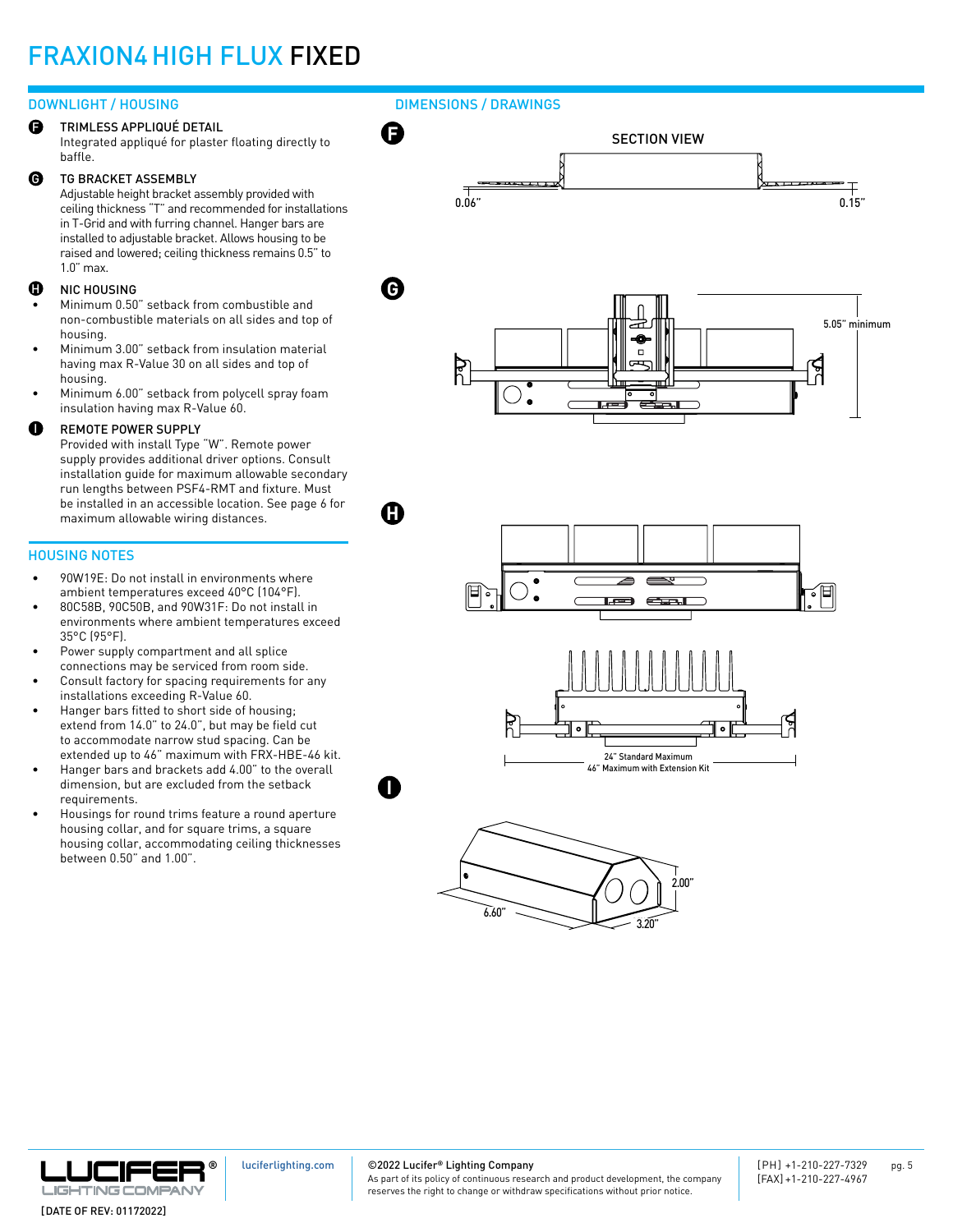# FRAXION4 HIGH FLUX FIXED

## DOWNLIGHT / HOUSING

**F** TRIMLESS APPLIQUÉ DETAIL
Integrated appliqué for plaster floating directly to baffle.

**G** TG BRACKET ASSEMBLY
Adjustable height bracket assembly provided with ceiling thickness "T" and recommended for installations in T-Grid and with furring channel. Hanger bars are installed to adjustable bracket. Allows housing to be raised and lowered; ceiling thickness remains 0.5" to 1.0" max.

**H** NIC HOUSING

- Minimum 0.50" setback from combustible and non-combustible materials on all sides and top of housing.
- Minimum 3.00" setback from insulation material having max R-Value 30 on all sides and top of housing.
- Minimum 6.00" setback from polycell spray foam insulation having max R-Value 60.

**I** REMOTE POWER SUPPLY
Provided with install Type "W". Remote power supply provides additional driver options. Consult installation guide for maximum allowable secondary run lengths between PSF4-RMT and fixture. Must be installed in an accessible location. See page 6 for maximum allowable wiring distances.

## HOUSING NOTES

- 90W19E: Do not install in environments where ambient temperatures exceed 40°C (104°F).
- 80C58B, 90C50B, and 90W31F: Do not install in environments where ambient temperatures exceed 35°C (95°F).
- Power supply compartment and all splice connections may be serviced from room side.
- Consult factory for spacing requirements for any installations exceeding R-Value 60.
- Hanger bars fitted to short side of housing; extend from 14.0" to 24.0", but may be field cut to accommodate narrow stud spacing. Can be extended up to 46" maximum with FRX-HBE-46 kit.
- Hanger bars and brackets add 4.00" to the overall dimension, but are excluded from the setback requirements.
- Housings for round trims feature a round aperture housing collar, and for square trims, a square housing collar, accommodating ceiling thicknesses between 0.50" and 1.00".

## DIMENSIONS / DRAWINGS

**F**

SECTION VIEW

0.06" 0.15"

**G**

5.05" minimum

**H**

24" Standard Maximum
46" Maximum with Extension Kit

**I**

6.60" 3.20" 2.00"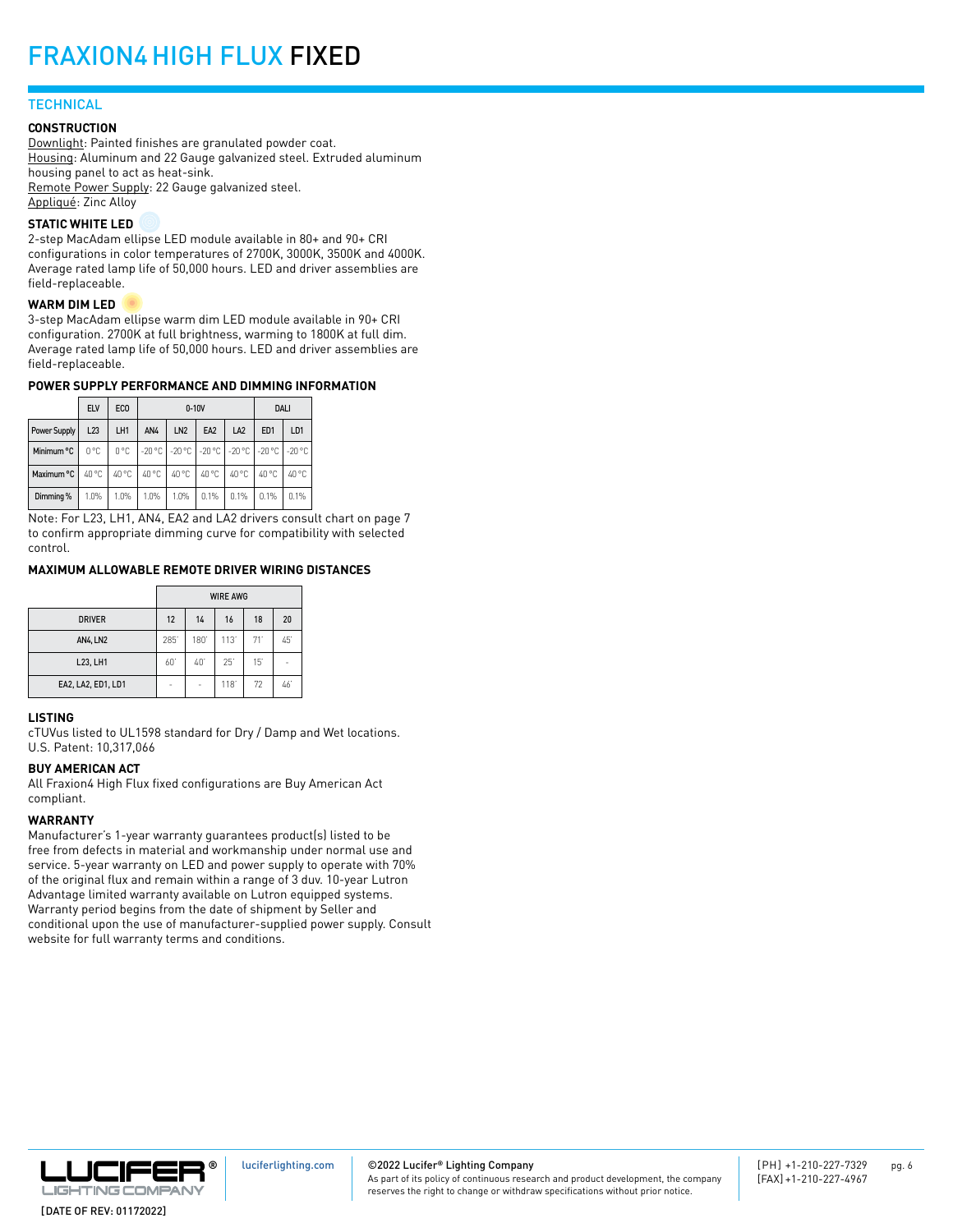# FRAXION4 HIGH FLUX FIXED

## TECHNICAL

### CONSTRUCTION

Downlight: Painted finishes are granulated powder coat.
Housing: Aluminum and 22 Gauge galvanized steel. Extruded aluminum housing panel to act as heat-sink.
Remote Power Supply: 22 Gauge galvanized steel.
Appliqué: Zinc Alloy

### STATIC WHITE LED

2-step MacAdam ellipse LED module available in 80+ and 90+ CRI configurations in color temperatures of 2700K, 3000K, 3500K and 4000K. Average rated lamp life of 50,000 hours. LED and driver assemblies are field-replaceable.

### WARM DIM LED

3-step MacAdam ellipse warm dim LED module available in 90+ CRI configuration. 2700K at full brightness, warming to 1800K at full dim. Average rated lamp life of 50,000 hours. LED and driver assemblies are field-replaceable.

### POWER SUPPLY PERFORMANCE AND DIMMING INFORMATION

| | ELV | ECO | 0-10V | | | | DALI | |
|---|---|---|---|---|---|---|---|---|
| Power Supply | L23 | LH1 | AN4 | LN2 | EA2 | LA2 | ED1 | LD1 |
| Minimum °C | 0 °C | 0 °C | -20 °C | -20 °C | -20 °C | -20 °C | -20 °C | -20 °C |
| Maximum °C | 40 °C | 40 °C | 40 °C | 40 °C | 40 °C | 40 °C | 40 °C | 40 °C |
| Dimming % | 1.0% | 1.0% | 1.0% | 1.0% | 0.1% | 0.1% | 0.1% | 0.1% |

Note: For L23, LH1, AN4, EA2 and LA2 drivers consult chart on page 7 to confirm appropriate dimming curve for compatibility with selected control.

### MAXIMUM ALLOWABLE REMOTE DRIVER WIRING DISTANCES

| | WIRE AWG | | | | |
|---|---|---|---|---|---|
| DRIVER | 12 | 14 | 16 | 18 | 20 |
| AN4, LN2 | 285' | 180' | 113' | 71' | 45' |
| L23, LH1 | 60' | 40' | 25' | 15' | - |
| EA2, LA2, ED1, LD1 | - | - | 118' | 72 | 46' |

### LISTING

cTUVus listed to UL1598 standard for Dry / Damp and Wet locations.
U.S. Patent: 10,317,066

### BUY AMERICAN ACT

All Fraxion4 High Flux fixed configurations are Buy American Act compliant.

### WARRANTY

Manufacturer's 1-year warranty guarantees product(s) listed to be free from defects in material and workmanship under normal use and service. 5-year warranty on LED and power supply to operate with 70% of the original flux and remain within a range of 3 duv. 10-year Lutron Advantage limited warranty available on Lutron equipped systems. Warranty period begins from the date of shipment by Seller and conditional upon the use of manufacturer-supplied power supply. Consult website for full warranty terms and conditions.

[DATE OF REV: 01172022]

luciferlighting.com

©2022 Lucifer® Lighting Company
As part of its policy of continuous research and product development, the company reserves the right to change or withdraw specifications without prior notice.

[PH] +1-210-227-7329
[FAX] +1-210-227-4967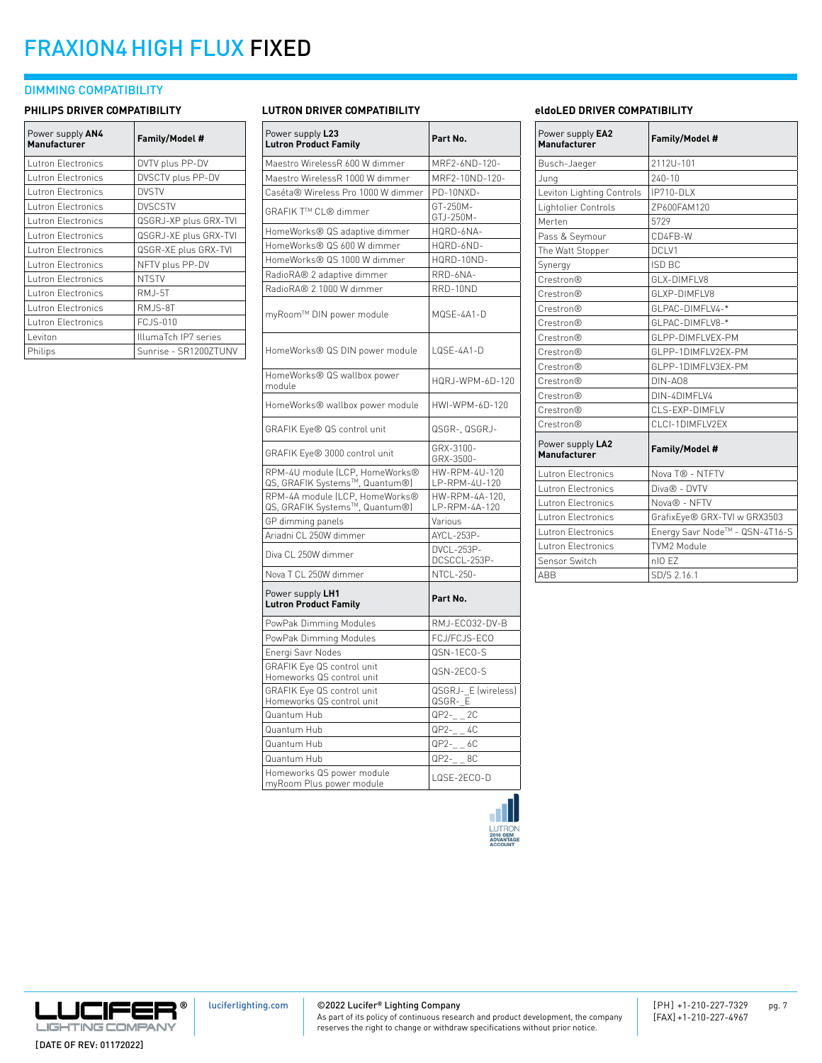# FRAXION4 HIGH FLUX FIXED

## DIMMING COMPATIBILITY

### PHILIPS DRIVER COMPATIBILITY

| Power supply **AN4** Manufacturer | Family/Model # |
|---|---|
| Lutron Electronics | DVTV plus PP-DV |
| Lutron Electronics | DVSCTV plus PP-DV |
| Lutron Electronics | DVSTV |
| Lutron Electronics | DVSCSTV |
| Lutron Electronics | QSGRJ-XP plus GRX-TVI |
| Lutron Electronics | QSGRJ-XE plus GRX-TVI |
| Lutron Electronics | QSGR-XE plus GRX-TVI |
| Lutron Electronics | NFTV plus PP-DV |
| Lutron Electronics | NTSTV |
| Lutron Electronics | RMJ-5T |
| Lutron Electronics | RMJS-8T |
| Lutron Electronics | FCJS-010 |
| Leviton | IllumaTch IP7 series |
| Philips | Sunrise - SR1200ZTUNV |

### LUTRON DRIVER COMPATIBILITY

| Power supply **L23** Lutron Product Family | Part No. |
|---|---|
| Maestro WirelessR 600 W dimmer | MRF2-6ND-120- |
| Maestro WirelessR 1000 W dimmer | MRF2-10ND-120- |
| Caséta® Wireless Pro 1000 W dimmer | PD-10NXD- |
| GRAFIK T™ CL® dimmer | GT-250M- GTJ-250M- |
| HomeWorks® QS adaptive dimmer | HQRD-6NA- |
| HomeWorks® QS 600 W dimmer | HQRD-6ND- |
| HomeWorks® QS 1000 W dimmer | HQRD-10ND- |
| RadioRA® 2 adaptive dimmer | RRD-6NA- |
| RadioRA® 2 1000 W dimmer | RRD-10ND |
| myRoom™ DIN power module | MQSE-4A1-D |
| HomeWorks® QS DIN power module | LQSE-4A1-D |
| HomeWorks® QS wallbox power module | HQRJ-WPM-6D-120 |
| HomeWorks® wallbox power module | HWI-WPM-6D-120 |
| GRAFIK Eye® QS control unit | QSGR-, QSGRJ- |
| GRAFIK Eye® 3000 control unit | GRX-3100- GRX-3500- |
| RPM-4U module (LCP, HomeWorks® QS, GRAFIK Systems™, Quantum®) | HW-RPM-4U-120 LP-RPM-4U-120 |
| RPM-4A module (LCP, HomeWorks® QS, GRAFIK Systems™, Quantum®) | HW-RPM-4A-120, LP-RPM-4A-120 |
| GP dimming panels | Various |
| Ariadni CL 250W dimmer | AYCL-253P- |
| Diva CL 250W dimmer | DVCL-253P- DCSCCL-253P- |
| Nova T CL 250W dimmer | NTCL-250- |
| **Power supply LH1 Lutron Product Family** | **Part No.** |
| PowPak Dimming Modules | RMJ-ECO32-DV-B |
| PowPak Dimming Modules | FCJ/FCJS-ECO |
| Energi Savr Nodes | QSN-1ECO-S |
| GRAFIK Eye QS control unit Homeworks QS control unit | QSN-2ECO-S |
| GRAFIK Eye QS control unit Homeworks QS control unit | QSGRJ-_E (wireless) QSGR-_E |
| Quantum Hub | QP2-_ _ 2C |
| Quantum Hub | QP2-_ _ 4C |
| Quantum Hub | QP2-_ _ 6C |
| Quantum Hub | QP2-_ _ 8C |
| Homeworks QS power module myRoom Plus power module | LQSE-2ECO-D |

LUTRON 2016 OEM ADVANTAGE ACCOUNT

### eldoLED DRIVER COMPATIBILITY

| Power supply **EA2** Manufacturer | Family/Model # |
|---|---|
| Busch-Jaeger | 2112U-101 |
| Jung | 240-10 |
| Leviton Lighting Controls | IP710-DLX |
| Lightolier Controls | ZP600FAM120 |
| Merten | 5729 |
| Pass & Seymour | CD4FB-W |
| The Watt Stopper | DCLV1 |
| Synergy | ISD BC |
| Crestron® | GLX-DIMFLV8 |
| Crestron® | GLXP-DIMFLV8 |
| Crestron® | GLPAC-DIMFLV4-* |
| Crestron® | GLPAC-DIMFLV8-* |
| Crestron® | GLPP-DIMFLVEX-PM |
| Crestron® | GLPP-1DIMFLV2EX-PM |
| Crestron® | GLPP-1DIMFLV3EX-PM |
| Crestron® | DIN-AO8 |
| Crestron® | DIN-4DIMFLV4 |
| Crestron® | CLS-EXP-DIMFLV |
| Crestron® | CLCI-1DIMFLV2EX |
| **Power supply LA2 Manufacturer** | **Family/Model #** |
| Lutron Electronics | Nova T® - NTFTV |
| Lutron Electronics | Diva® - DVTV |
| Lutron Electronics | Nova® - NFTV |
| Lutron Electronics | GrafixEye® GRX-TVI w GRX3503 |
| Lutron Electronics | Energy Savr Node™ - QSN-4T16-S |
| Lutron Electronics | TVM2 Module |
| Sensor Switch | nIO EZ |
| ABB | SD/S 2.16.1 |

LUCIFER® LIGHTING COMPANY

[DATE OF REV: 01172022]

luciferlighting.com

©2022 Lucifer® Lighting Company
As part of its policy of continuous research and product development, the company reserves the right to change or withdraw specifications without prior notice.

[PH] +1-210-227-7329
[FAX] +1-210-227-4967